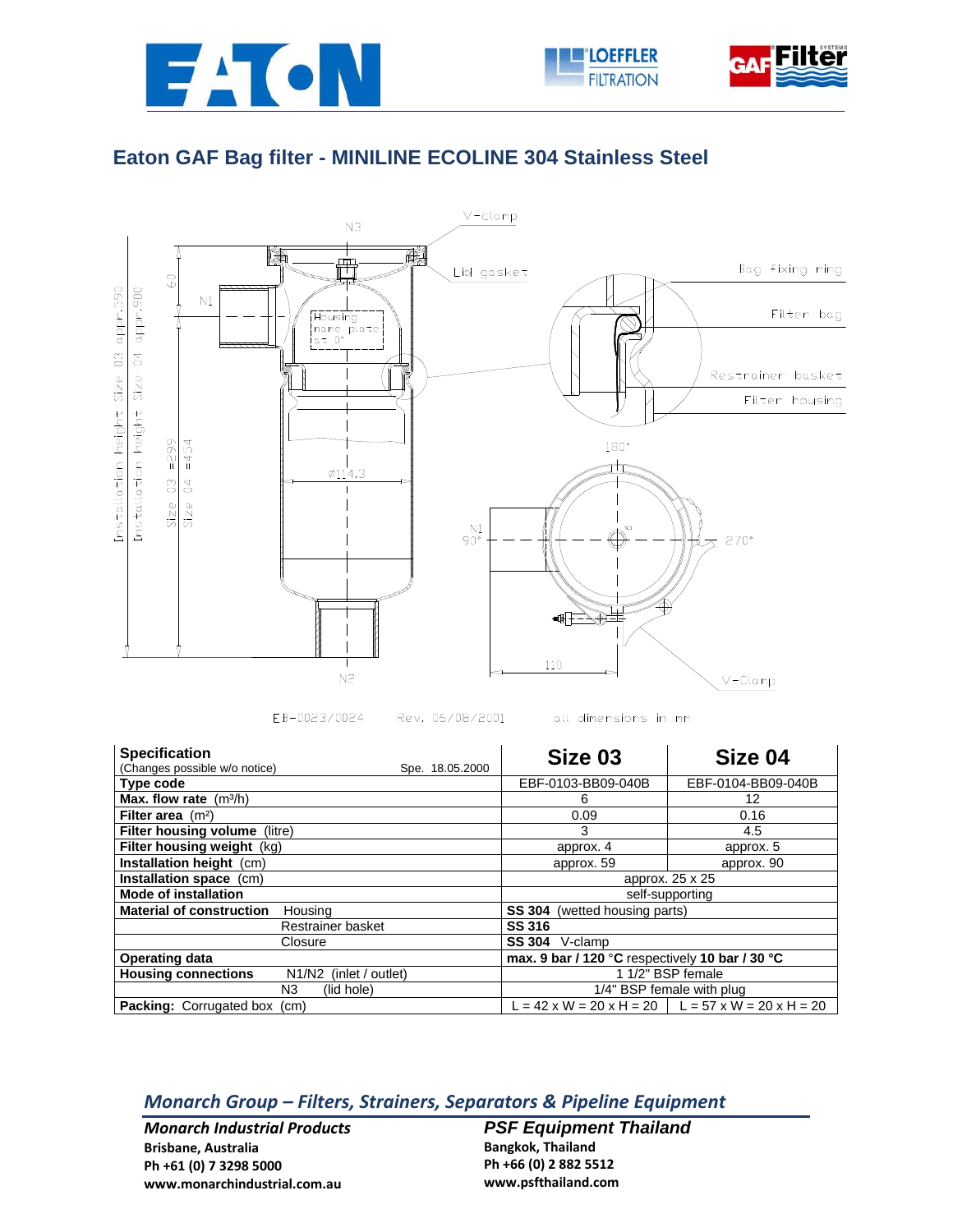# Eaton GAF Bag filter - MINILINE ECOLINE 304 Stainless Steel

N3, V-clamp, Lid gasket, Bag fixing ring, Filter bag, Restrainer basket, Filter housing, N1, Housing name plate at 0°, ø114.3, 60, Installation height Size 03 appr.590, Installation height Size 04 appr.900, Size 03 =299, Size 04 =454, 180°, N1 90°, 270°, 110, N2, V-Clamp

EB-0023/0024 Rev. 06/08/2001 all dimensions in mm

| Specification<br>(Changes possible w/o notice) Spe. 18.05.2000 | Size 03 | Size 04 |
|---|---|---|
| **Type code** | EBF-0103-BB09-040B | EBF-0104-BB09-040B |
| **Max. flow rate** ($m^3/h$) | 6 | 12 |
| **Filter area** ($m^2$) | 0.09 | 0.16 |
| **Filter housing volume** (litre) | 3 | 4.5 |
| **Filter housing weight** (kg) | approx. 4 | approx. 5 |
| **Installation height** (cm) | approx. 59 | approx. 90 |
| **Installation space** (cm) | approx. 25 x 25 | |
| **Mode of installation** | self-supporting | |
| **Material of construction** Housing | **SS 304** (wetted housing parts) | |
| Restrainer basket | **SS 316** | |
| Closure | **SS 304** V-clamp | |
| **Operating data** | **max. 9 bar / 120 °C** respectively **10 bar / 30 °C** | |
| **Housing connections** N1/N2 (inlet / outlet) | 1 1/2" BSP female | |
| N3 (lid hole) | 1/4" BSP female with plug | |
| **Packing:** Corrugated box (cm) | L = 42 x W = 20 x H = 20 | L = 57 x W = 20 x H = 20 |

## *Monarch Group – Filters, Strainers, Separators & Pipeline Equipment*

***Monarch Industrial Products***
**Brisbane, Australia**
**Ph +61 (0) 7 3298 5000**
**www.monarchindustrial.com.au**

***PSF Equipment Thailand***
**Bangkok, Thailand**
**Ph +66 (0) 2 882 5512**
**www.psfthailand.com**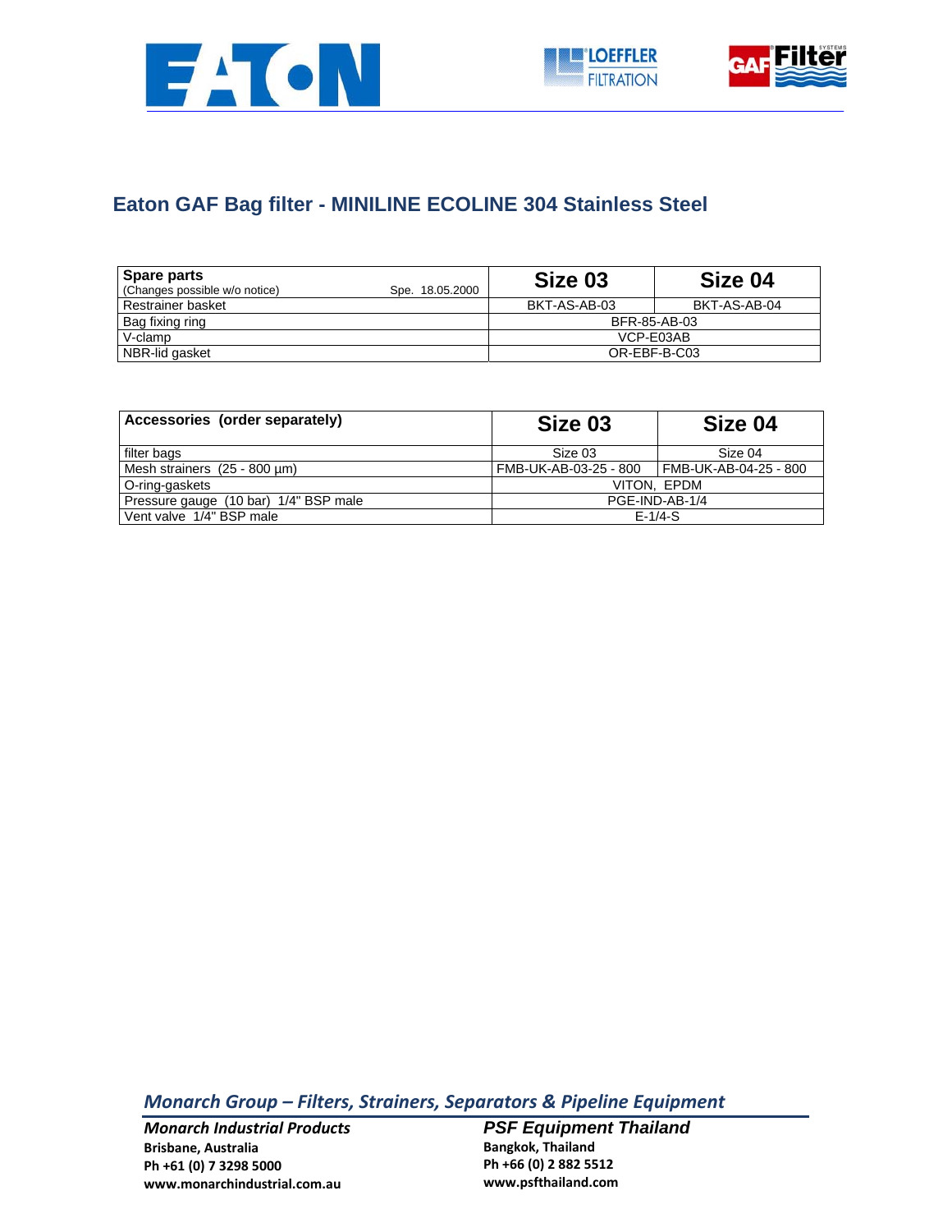## Eaton GAF Bag filter - MINILINE ECOLINE 304 Stainless Steel

| **Spare parts** (Changes possible w/o notice) Spe. 18.05.2000 | **Size 03** | **Size 04** |
|---|---|---|
| Restrainer basket | BKT-AS-AB-03 | BKT-AS-AB-04 |
| Bag fixing ring | BFR-85-AB-03 | |
| V-clamp | VCP-E03AB | |
| NBR-lid gasket | OR-EBF-B-C03 | |

| **Accessories (order separately)** | **Size 03** | **Size 04** |
|---|---|---|
| filter bags | Size 03 | Size 04 |
| Mesh strainers (25 - 800 µm) | FMB-UK-AB-03-25 - 800 | FMB-UK-AB-04-25 - 800 |
| O-ring-gaskets | VITON, EPDM | |
| Pressure gauge (10 bar) 1/4" BSP male | PGE-IND-AB-1/4 | |
| Vent valve 1/4" BSP male | E-1/4-S | |

***Monarch Group – Filters, Strainers, Separators & Pipeline Equipment***

***Monarch Industrial Products***
**Brisbane, Australia**
**Ph +61 (0) 7 3298 5000**
**www.monarchindustrial.com.au**

***PSF Equipment Thailand***
**Bangkok, Thailand**
**Ph +66 (0) 2 882 5512**
**www.psfthailand.com**